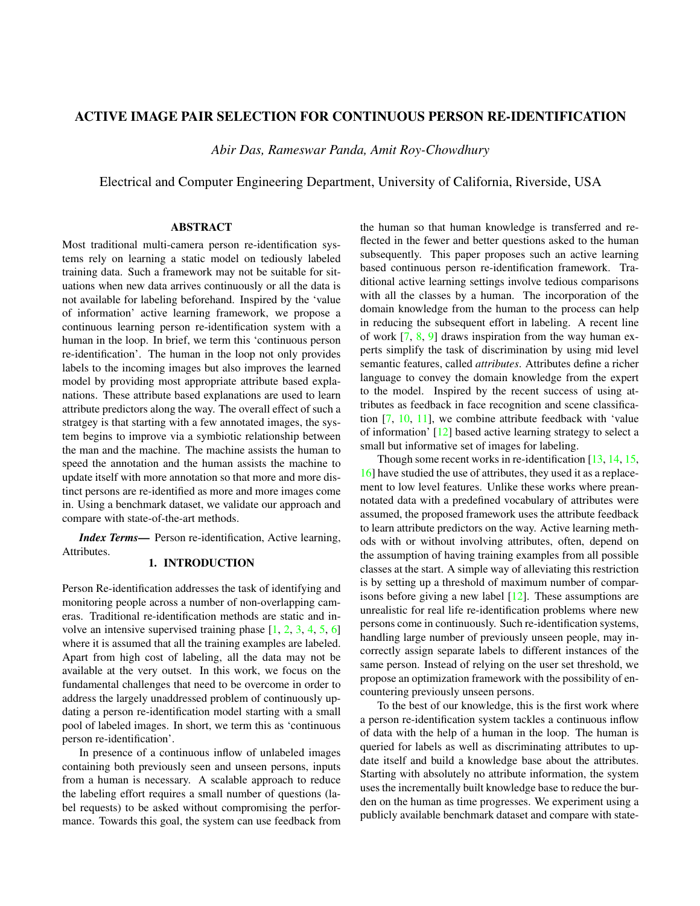# ACTIVE IMAGE PAIR SELECTION FOR CONTINUOUS PERSON RE-IDENTIFICATION

*Abir Das, Rameswar Panda, Amit Roy-Chowdhury*

Electrical and Computer Engineering Department, University of California, Riverside, USA

## ABSTRACT

Most traditional multi-camera person re-identification systems rely on learning a static model on tediously labeled training data. Such a framework may not be suitable for situations when new data arrives continuously or all the data is not available for labeling beforehand. Inspired by the 'value of information' active learning framework, we propose a continuous learning person re-identification system with a human in the loop. In brief, we term this 'continuous person re-identification'. The human in the loop not only provides labels to the incoming images but also improves the learned model by providing most appropriate attribute based explanations. These attribute based explanations are used to learn attribute predictors along the way. The overall effect of such a stratgey is that starting with a few annotated images, the system begins to improve via a symbiotic relationship between the man and the machine. The machine assists the human to speed the annotation and the human assists the machine to update itself with more annotation so that more and more distinct persons are re-identified as more and more images come in. Using a benchmark dataset, we validate our approach and compare with state-of-the-art methods.

***Index Terms*—** Person re-identification, Active learning, Attributes.

## 1. INTRODUCTION

Person Re-identification addresses the task of identifying and monitoring people across a number of non-overlapping cameras. Traditional re-identification methods are static and involve an intensive supervised training phase [1, 2, 3, 4, 5, 6] where it is assumed that all the training examples are labeled. Apart from high cost of labeling, all the data may not be available at the very outset. In this work, we focus on the fundamental challenges that need to be overcome in order to address the largely unaddressed problem of continuously updating a person re-identification model starting with a small pool of labeled images. In short, we term this as 'continuous person re-identification'.

In presence of a continuous inflow of unlabeled images containing both previously seen and unseen persons, inputs from a human is necessary. A scalable approach to reduce the labeling effort requires a small number of questions (label requests) to be asked without compromising the performance. Towards this goal, the system can use feedback from the human so that human knowledge is transferred and reflected in the fewer and better questions asked to the human subsequently. This paper proposes such an active learning based continuous person re-identification framework. Traditional active learning settings involve tedious comparisons with all the classes by a human. The incorporation of the domain knowledge from the human to the process can help in reducing the subsequent effort in labeling. A recent line of work [7, 8, 9] draws inspiration from the way human experts simplify the task of discrimination by using mid level semantic features, called *attributes*. Attributes define a richer language to convey the domain knowledge from the expert to the model. Inspired by the recent success of using attributes as feedback in face recognition and scene classification [7, 10, 11], we combine attribute feedback with 'value of information' [12] based active learning strategy to select a small but informative set of images for labeling.

Though some recent works in re-identification [13, 14, 15, 16] have studied the use of attributes, they used it as a replacement to low level features. Unlike these works where preannotated data with a predefined vocabulary of attributes were assumed, the proposed framework uses the attribute feedback to learn attribute predictors on the way. Active learning methods with or without involving attributes, often, depend on the assumption of having training examples from all possible classes at the start. A simple way of alleviating this restriction is by setting up a threshold of maximum number of comparisons before giving a new label [12]. These assumptions are unrealistic for real life re-identification problems where new persons come in continuously. Such re-identification systems, handling large number of previously unseen people, may incorrectly assign separate labels to different instances of the same person. Instead of relying on the user set threshold, we propose an optimization framework with the possibility of encountering previously unseen persons.

To the best of our knowledge, this is the first work where a person re-identification system tackles a continuous inflow of data with the help of a human in the loop. The human is queried for labels as well as discriminating attributes to update itself and build a knowledge base about the attributes. Starting with absolutely no attribute information, the system uses the incrementally built knowledge base to reduce the burden on the human as time progresses. We experiment using a publicly available benchmark dataset and compare with state-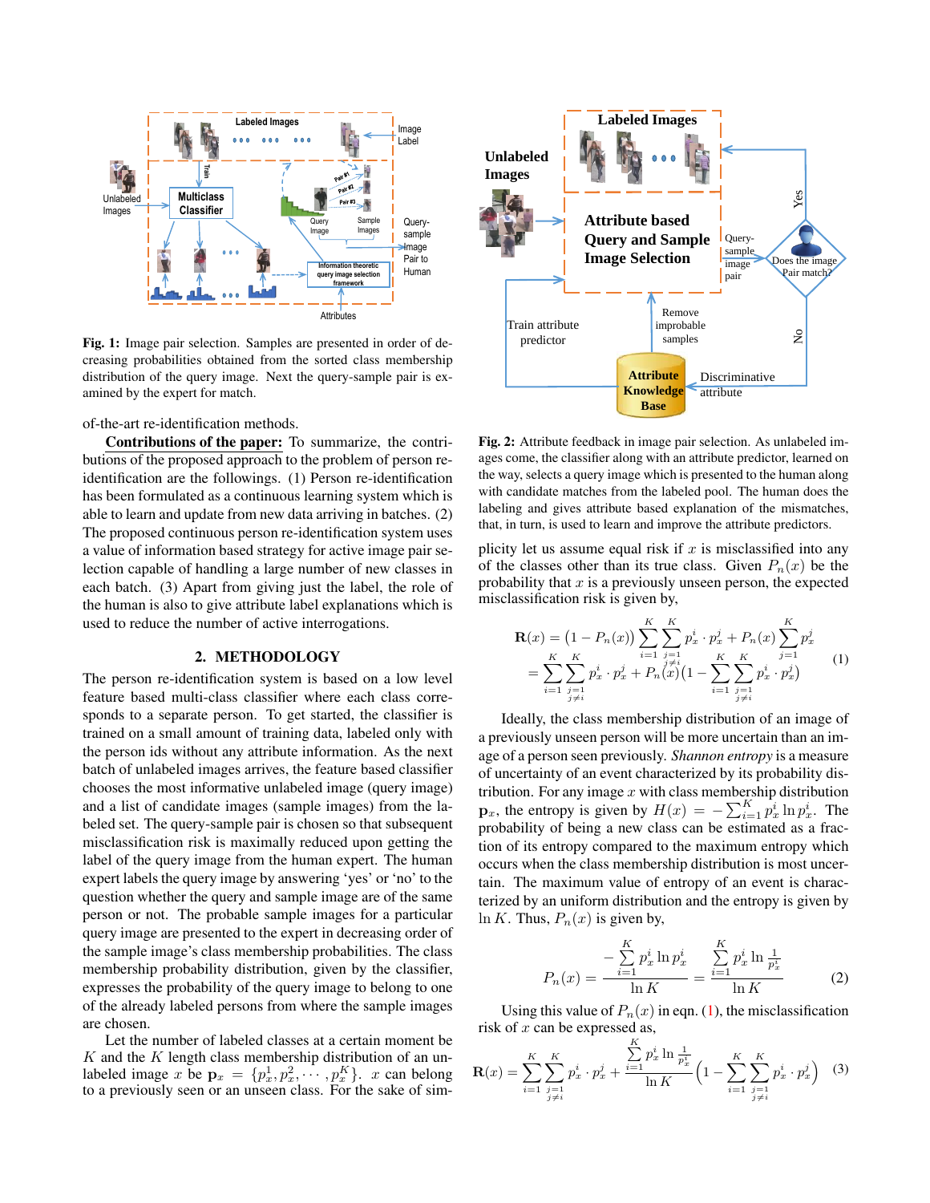Labeled Images

Image Label

Unlabeled Images

Train

Multiclass Classifier

Pair #1

Pair #2

Pair #3

Query Image

Sample Images

Query-sample Image Pair to Human

Information theoretic query image selection framework

Attributes

**Fig. 1:** Image pair selection. Samples are presented in order of decreasing probabilities obtained from the sorted class membership distribution of the query image. Next the query-sample pair is examined by the expert for match.

Labeled Images

Unlabeled Images

Attribute based Query and Sample Image Selection

Query-sample image pair

Does the image Pair match?

Yes

No

Train attribute predictor

Remove improbable samples

Attribute Knowledge Base

Discriminative attribute

**Fig. 2:** Attribute feedback in image pair selection. As unlabeled images come, the classifier along with an attribute predictor, learned on the way, selects a query image which is presented to the human along with candidate matches from the labeled pool. The human does the labeling and gives attribute based explanation of the mismatches, that, in turn, is used to learn and improve the attribute predictors.

of-the-art re-identification methods.

**Contributions of the paper:** To summarize, the contributions of the proposed approach to the problem of person re-identification are the followings. (1) Person re-identification has been formulated as a continuous learning system which is able to learn and update from new data arriving in batches. (2) The proposed continuous person re-identification system uses a value of information based strategy for active image pair selection capable of handling a large number of new classes in each batch. (3) Apart from giving just the label, the role of the human is also to give attribute label explanations which is used to reduce the number of active interrogations.

## 2. METHODOLOGY

The person re-identification system is based on a low level feature based multi-class classifier where each class corresponds to a separate person. To get started, the classifier is trained on a small amount of training data, labeled only with the person ids without any attribute information. As the next batch of unlabeled images arrives, the feature based classifier chooses the most informative unlabeled image (query image) and a list of candidate images (sample images) from the labeled set. The query-sample pair is chosen so that subsequent misclassification risk is maximally reduced upon getting the label of the query image from the human expert. The human expert labels the query image by answering 'yes' or 'no' to the question whether the query and sample image are of the same person or not. The probable sample images for a particular query image are presented to the expert in decreasing order of the sample image's class membership probabilities. The class membership probability distribution, given by the classifier, expresses the probability of the query image to belong to one of the already labeled persons from where the sample images are chosen.

Let the number of labeled classes at a certain moment be $K$ and the $K$ length class membership distribution of an unlabeled image $x$ be $\mathbf{p}_x = \{p_x^1, p_x^2, \cdots, p_x^K\}$. $x$ can belong to a previously seen or an unseen class. For the sake of simplicity let us assume equal risk if $x$ is misclassified into any of the classes other than its true class. Given $P_n(x)$ be the probability that $x$ is a previously unseen person, the expected misclassification risk is given by,

$$\begin{aligned}\mathbf{R}(x) &= \big(1 - P_n(x)\big) \sum_{i=1}^{K} \sum_{\substack{j=1 \\ j \neq i}}^{K} p_x^i \cdot p_x^j + P_n(x) \sum_{j=1}^{K} p_x^j \\ &= \sum_{i=1}^{K} \sum_{\substack{j=1 \\ j \neq i}}^{K} p_x^i \cdot p_x^j + P_n(x)\big(1 - \sum_{i=1}^{K} \sum_{\substack{j=1 \\ j \neq i}}^{K} p_x^i \cdot p_x^j\big)\end{aligned} \tag{1}$$

Ideally, the class membership distribution of an image of a previously unseen person will be more uncertain than an image of a person seen previously. *Shannon entropy* is a measure of uncertainty of an event characterized by its probability distribution. For any image $x$ with class membership distribution $\mathbf{p}_x$, the entropy is given by $H(x) = -\sum_{i=1}^{K} p_x^i \ln p_x^i$. The probability of being a new class can be estimated as a fraction of its entropy compared to the maximum entropy which occurs when the class membership distribution is most uncertain. The maximum value of entropy of an event is characterized by an uniform distribution and the entropy is given by $\ln K$. Thus, $P_n(x)$ is given by,

$$P_n(x) = \frac{-\sum_{i=1}^{K} p_x^i \ln p_x^i}{\ln K} = \frac{\sum_{i=1}^{K} p_x^i \ln \frac{1}{p_x^i}}{\ln K} \tag{2}$$

Using this value of $P_n(x)$ in eqn. (1), the misclassification risk of $x$ can be expressed as,

$$\mathbf{R}(x) = \sum_{i=1}^{K} \sum_{\substack{j=1 \\ j \neq i}}^{K} p_x^i \cdot p_x^j + \frac{\sum_{i=1}^{K} p_x^i \ln \frac{1}{p_x^i}}{\ln K} \Big(1 - \sum_{i=1}^{K} \sum_{\substack{j=1 \\ j \neq i}}^{K} p_x^i \cdot p_x^j\Big) \tag{3}$$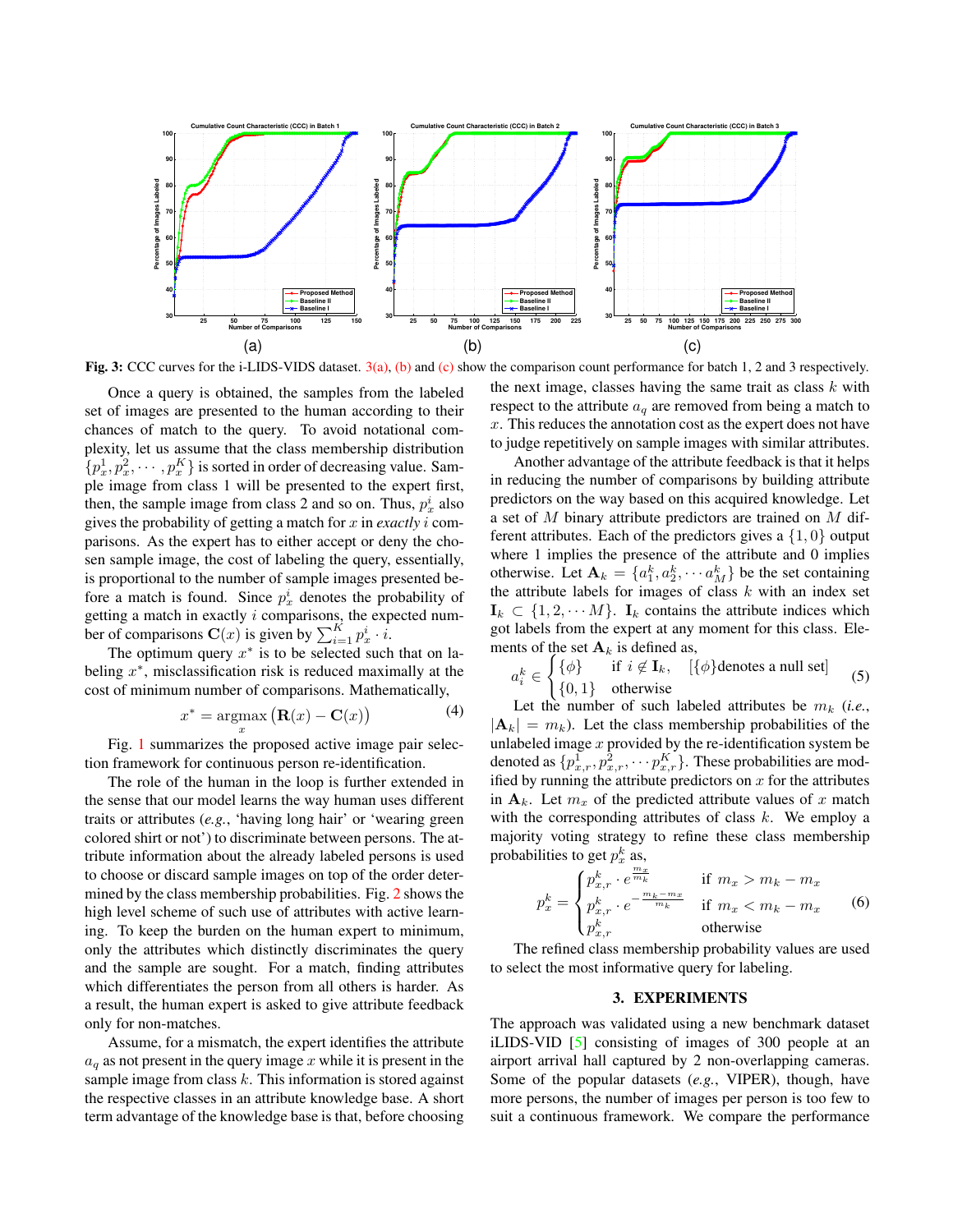Cumulative Count Characteristic (CCC) in Batch 1

Percentage of Images Labeled

Number of Comparisons

Proposed Method
Baseline II
Baseline I

(a)

Cumulative Count Characteristic (CCC) in Batch 2

Percentage of Images Labeled

Number of Comparisons

Proposed Method
Baseline II
Baseline I

(b)

Cumulative Count Characteristic (CCC) in Batch 3

Percentage of Images Labeled

Number of Comparisons

Proposed Method
Baseline II
Baseline I

(c)

**Fig. 3:** CCC curves for the i-LIDS-VIDS dataset. 3(a), (b) and (c) show the comparison count performance for batch 1, 2 and 3 respectively.

Once a query is obtained, the samples from the labeled set of images are presented to the human according to their chances of match to the query. To avoid notational complexity, let us assume that the class membership distribution $\{p_x^1, p_x^2, \cdots, p_x^K\}$ is sorted in order of decreasing value. Sample image from class 1 will be presented to the expert first, then, the sample image from class 2 and so on. Thus, $p_x^i$ also gives the probability of getting a match for $x$ in *exactly* $i$ comparisons. As the expert has to either accept or deny the chosen sample image, the cost of labeling the query, essentially, is proportional to the number of sample images presented before a match is found. Since $p_x^i$ denotes the probability of getting a match in exactly $i$ comparisons, the expected number of comparisons $\mathbf{C}(x)$ is given by $\sum_{i=1}^{K} p_x^i \cdot i$.

The optimum query $x^*$ is to be selected such that on labeling $x^*$, misclassification risk is reduced maximally at the cost of minimum number of comparisons. Mathematically,

$$x^* = \underset{x}{\operatorname{argmax}} \left(\mathbf{R}(x) - \mathbf{C}(x)\right) \tag{4}$$

Fig. 1 summarizes the proposed active image pair selection framework for continuous person re-identification.

The role of the human in the loop is further extended in the sense that our model learns the way human uses different traits or attributes (*e.g.*, 'having long hair' or 'wearing green colored shirt or not') to discriminate between persons. The attribute information about the already labeled persons is used to choose or discard sample images on top of the order determined by the class membership probabilities. Fig. 2 shows the high level scheme of such use of attributes with active learning. To keep the burden on the human expert to minimum, only the attributes which distinctly discriminates the query and the sample are sought. For a match, finding attributes which differentiates the person from all others is harder. As a result, the human expert is asked to give attribute feedback only for non-matches.

Assume, for a mismatch, the expert identifies the attribute $a_q$ as not present in the query image $x$ while it is present in the sample image from class $k$. This information is stored against the respective classes in an attribute knowledge base. A short term advantage of the knowledge base is that, before choosing the next image, classes having the same trait as class $k$ with respect to the attribute $a_q$ are removed from being a match to $x$. This reduces the annotation cost as the expert does not have to judge repetitively on sample images with similar attributes.

Another advantage of the attribute feedback is that it helps in reducing the number of comparisons by building attribute predictors on the way based on this acquired knowledge. Let a set of $M$ binary attribute predictors are trained on $M$ different attributes. Each of the predictors gives a $\{1, 0\}$ output where 1 implies the presence of the attribute and 0 implies otherwise. Let $\mathbf{A}_k = \{a_1^k, a_2^k, \cdots a_M^k\}$ be the set containing the attribute labels for images of class $k$ with an index set $\mathbf{I}_k \subset \{1, 2, \cdots M\}$. $\mathbf{I}_k$ contains the attribute indices which got labels from the expert at any moment for this class. Elements of the set $\mathbf{A}_k$ is defined as,

$$a_i^k \in \begin{cases} \{\phi\} & \text{if } i \notin \mathbf{I}_k, \quad [\{\phi\}\text{denotes a null set}] \\ \{0, 1\} & \text{otherwise} \end{cases} \tag{5}$$

Let the number of such labeled attributes be $m_k$ (*i.e.*, $|\mathbf{A}_k| = m_k$). Let the class membership probabilities of the unlabeled image $x$ provided by the re-identification system be denoted as $\{p_{x,r}^1, p_{x,r}^2, \cdots p_{x,r}^K\}$. These probabilities are modified by running the attribute predictors on $x$ for the attributes in $\mathbf{A}_k$. Let $m_x$ of the predicted attribute values of $x$ match with the corresponding attributes of class $k$. We employ a majority voting strategy to refine these class membership probabilities to get $p_x^k$ as,

$$p_x^k = \begin{cases} p_{x,r}^k \cdot e^{\frac{m_x}{m_k}} & \text{if } m_x > m_k - m_x \\ p_{x,r}^k \cdot e^{-\frac{m_k - m_x}{m_k}} & \text{if } m_x < m_k - m_x \\ p_{x,r}^k & \text{otherwise} \end{cases} \tag{6}$$

The refined class membership probability values are used to select the most informative query for labeling.

## 3. EXPERIMENTS

The approach was validated using a new benchmark dataset iLIDS-VID [5] consisting of images of 300 people at an airport arrival hall captured by 2 non-overlapping cameras. Some of the popular datasets (*e.g.*, VIPER), though, have more persons, the number of images per person is too few to suit a continuous framework. We compare the performance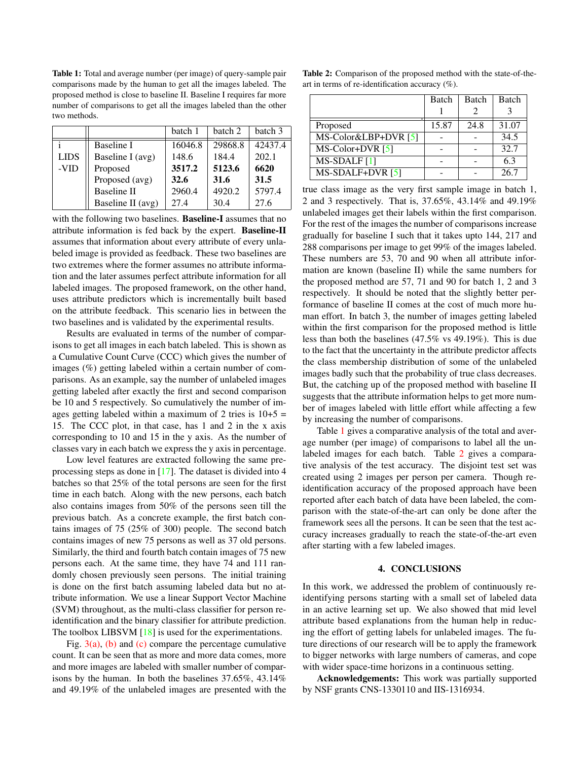**Table 1:** Total and average number (per image) of query-sample pair comparisons made by the human to get all the images labeled. The proposed method is close to baseline II. Baseline I requires far more number of comparisons to get all the images labeled than the other two methods.

| | | batch 1 | batch 2 | batch 3 |
|---|---|---|---|---|
| i LIDS -VID | Baseline I | 16046.8 | 29868.8 | 42437.4 |
| | Baseline I (avg) | 148.6 | 184.4 | 202.1 |
| | Proposed | **3517.2** | **5123.6** | **6620** |
| | Proposed (avg) | **32.6** | **31.6** | **31.5** |
| | Baseline II | 2960.4 | 4920.2 | 5797.4 |
| | Baseline II (avg) | 27.4 | 30.4 | 27.6 |

with the following two baselines. **Baseline-I** assumes that no attribute information is fed back by the expert. **Baseline-II** assumes that information about every attribute of every unlabeled image is provided as feedback. These two baselines are two extremes where the former assumes no attribute information and the later assumes perfect attribute information for all labeled images. The proposed framework, on the other hand, uses attribute predictors which is incrementally built based on the attribute feedback. This scenario lies in between the two baselines and is validated by the experimental results.

Results are evaluated in terms of the number of comparisons to get all images in each batch labeled. This is shown as a Cumulative Count Curve (CCC) which gives the number of images (%) getting labeled within a certain number of comparisons. As an example, say the number of unlabeled images getting labeled after exactly the first and second comparison be 10 and 5 respectively. So cumulatively the number of images getting labeled within a maximum of 2 tries is 10+5 = 15. The CCC plot, in that case, has 1 and 2 in the x axis corresponding to 10 and 15 in the y axis. As the number of classes vary in each batch we express the y axis in percentage.

Low level features are extracted following the same preprocessing steps as done in [17]. The dataset is divided into 4 batches so that 25% of the total persons are seen for the first time in each batch. Along with the new persons, each batch also contains images from 50% of the persons seen till the previous batch. As a concrete example, the first batch contains images of 75 (25% of 300) people. The second batch contains images of new 75 persons as well as 37 old persons. Similarly, the third and fourth batch contain images of 75 new persons each. At the same time, they have 74 and 111 randomly chosen previously seen persons. The initial training is done on the first batch assuming labeled data but no attribute information. We use a linear Support Vector Machine (SVM) throughout, as the multi-class classifier for person re-identification and the binary classifier for attribute prediction. The toolbox LIBSVM [18] is used for the experimentations.

Fig. 3(a), (b) and (c) compare the percentage cumulative count. It can be seen that as more and more data comes, more and more images are labeled with smaller number of comparisons by the human. In both the baselines 37.65%, 43.14% and 49.19% of the unlabeled images are presented with the true class image as the very first sample image in batch 1, 2 and 3 respectively. That is, 37.65%, 43.14% and 49.19% unlabeled images get their labels within the first comparison. For the rest of the images the number of comparisons increase gradually for baseline I such that it takes upto 144, 217 and 288 comparisons per image to get 99% of the images labeled. These numbers are 53, 70 and 90 when all attribute information are known (baseline II) while the same numbers for the proposed method are 57, 71 and 90 for batch 1, 2 and 3 respectively. It should be noted that the slightly better performance of baseline II comes at the cost of much more human effort. In batch 3, the number of images getting labeled within the first comparison for the proposed method is little less than both the baselines (47.5% vs 49.19%). This is due to the fact that the uncertainty in the attribute predictor affects the class membership distribution of some of the unlabeled images badly such that the probability of true class decreases. But, the catching up of the proposed method with baseline II suggests that the attribute information helps to get more number of images labeled with little effort while affecting a few by increasing the number of comparisons.

**Table 2:** Comparison of the proposed method with the state-of-the-art in terms of re-identification accuracy (%).

| | Batch 1 | Batch 2 | Batch 3 |
|---|---|---|---|
| Proposed | 15.87 | 24.8 | 31.07 |
| MS-Color&LBP+DVR [5] | - | - | 34.5 |
| MS-Color+DVR [5] | - | - | 32.7 |
| MS-SDALF [1] | - | - | 6.3 |
| MS-SDALF+DVR [5] | - | - | 26.7 |

Table 1 gives a comparative analysis of the total and average number (per image) of comparisons to label all the unlabeled images for each batch. Table 2 gives a comparative analysis of the test accuracy. The disjoint test set was created using 2 images per person per camera. Though re-identification accuracy of the proposed approach have been reported after each batch of data have been labeled, the comparison with the state-of-the-art can only be done after the framework sees all the persons. It can be seen that the test accuracy increases gradually to reach the state-of-the-art even after starting with a few labeled images.

## 4. CONCLUSIONS

In this work, we addressed the problem of continuously re-identifying persons starting with a small set of labeled data in an active learning set up. We also showed that mid level attribute based explanations from the human help in reducing the effort of getting labels for unlabeled images. The future directions of our research will be to apply the framework to bigger networks with large numbers of cameras, and cope with wider space-time horizons in a continuous setting.

**Acknowledgements:** This work was partially supported by NSF grants CNS-1330110 and IIS-1316934.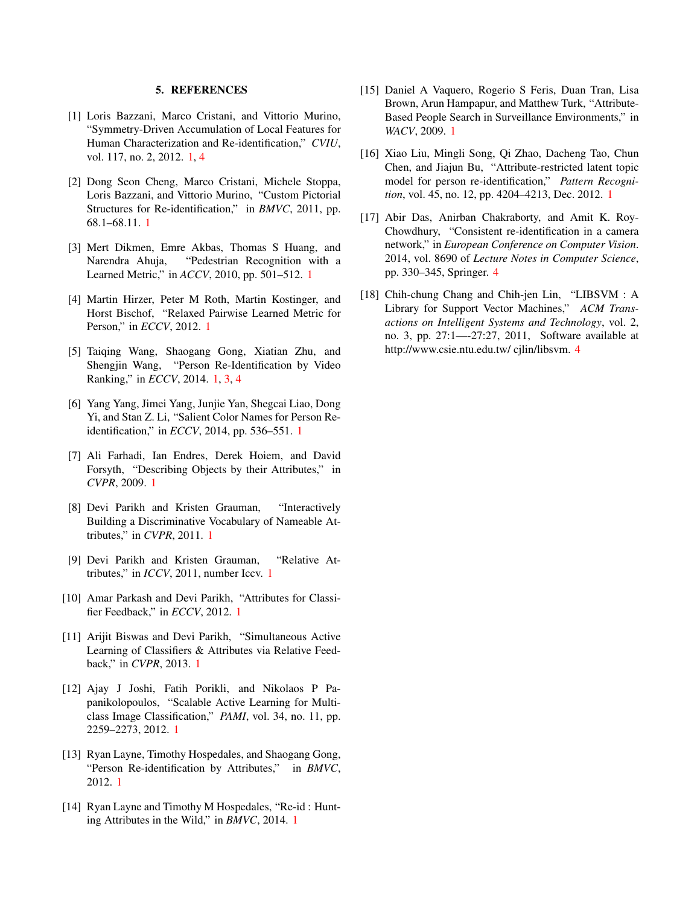## 5. REFERENCES

[1] Loris Bazzani, Marco Cristani, and Vittorio Murino, "Symmetry-Driven Accumulation of Local Features for Human Characterization and Re-identification," *CVIU*, vol. 117, no. 2, 2012. 1, 4

[2] Dong Seon Cheng, Marco Cristani, Michele Stoppa, Loris Bazzani, and Vittorio Murino, "Custom Pictorial Structures for Re-identification," in *BMVC*, 2011, pp. 68.1–68.11. 1

[3] Mert Dikmen, Emre Akbas, Thomas S Huang, and Narendra Ahuja, "Pedestrian Recognition with a Learned Metric," in *ACCV*, 2010, pp. 501–512. 1

[4] Martin Hirzer, Peter M Roth, Martin Kostinger, and Horst Bischof, "Relaxed Pairwise Learned Metric for Person," in *ECCV*, 2012. 1

[5] Taiqing Wang, Shaogang Gong, Xiatian Zhu, and Shengjin Wang, "Person Re-Identification by Video Ranking," in *ECCV*, 2014. 1, 3, 4

[6] Yang Yang, Jimei Yang, Junjie Yan, Shegcai Liao, Dong Yi, and Stan Z. Li, "Salient Color Names for Person Re-identification," in *ECCV*, 2014, pp. 536–551. 1

[7] Ali Farhadi, Ian Endres, Derek Hoiem, and David Forsyth, "Describing Objects by their Attributes," in *CVPR*, 2009. 1

[8] Devi Parikh and Kristen Grauman, "Interactively Building a Discriminative Vocabulary of Nameable Attributes," in *CVPR*, 2011. 1

[9] Devi Parikh and Kristen Grauman, "Relative Attributes," in *ICCV*, 2011, number Iccv. 1

[10] Amar Parkash and Devi Parikh, "Attributes for Classifier Feedback," in *ECCV*, 2012. 1

[11] Arijit Biswas and Devi Parikh, "Simultaneous Active Learning of Classifiers & Attributes via Relative Feedback," in *CVPR*, 2013. 1

[12] Ajay J Joshi, Fatih Porikli, and Nikolaos P Papanikolopoulos, "Scalable Active Learning for Multiclass Image Classification," *PAMI*, vol. 34, no. 11, pp. 2259–2273, 2012. 1

[13] Ryan Layne, Timothy Hospedales, and Shaogang Gong, "Person Re-identification by Attributes," in *BMVC*, 2012. 1

[14] Ryan Layne and Timothy M Hospedales, "Re-id : Hunting Attributes in the Wild," in *BMVC*, 2014. 1

[15] Daniel A Vaquero, Rogerio S Feris, Duan Tran, Lisa Brown, Arun Hampapur, and Matthew Turk, "Attribute-Based People Search in Surveillance Environments," in *WACV*, 2009. 1

[16] Xiao Liu, Mingli Song, Qi Zhao, Dacheng Tao, Chun Chen, and Jiajun Bu, "Attribute-restricted latent topic model for person re-identification," *Pattern Recognition*, vol. 45, no. 12, pp. 4204–4213, Dec. 2012. 1

[17] Abir Das, Anirban Chakraborty, and Amit K. Roy-Chowdhury, "Consistent re-identification in a camera network," in *European Conference on Computer Vision*. 2014, vol. 8690 of *Lecture Notes in Computer Science*, pp. 330–345, Springer. 4

[18] Chih-chung Chang and Chih-jen Lin, "LIBSVM : A Library for Support Vector Machines," *ACM Transactions on Intelligent Systems and Technology*, vol. 2, no. 3, pp. 27:1—-27:27, 2011, Software available at http://www.csie.ntu.edu.tw/ cjlin/libsvm. 4